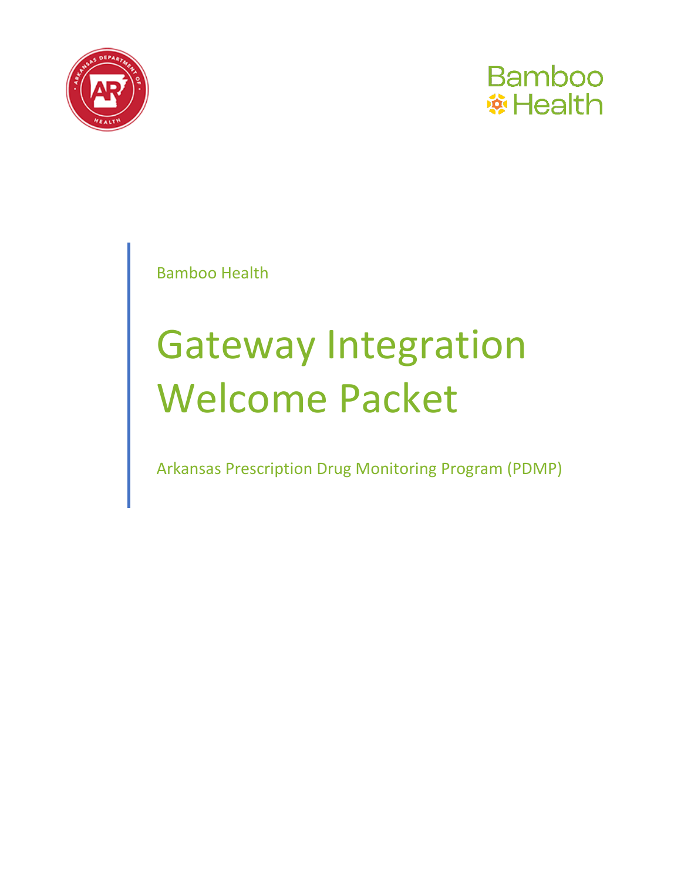Bamboo Health

# Gateway Integration Welcome Packet

Arkansas Prescription Drug Monitoring Program (PDMP)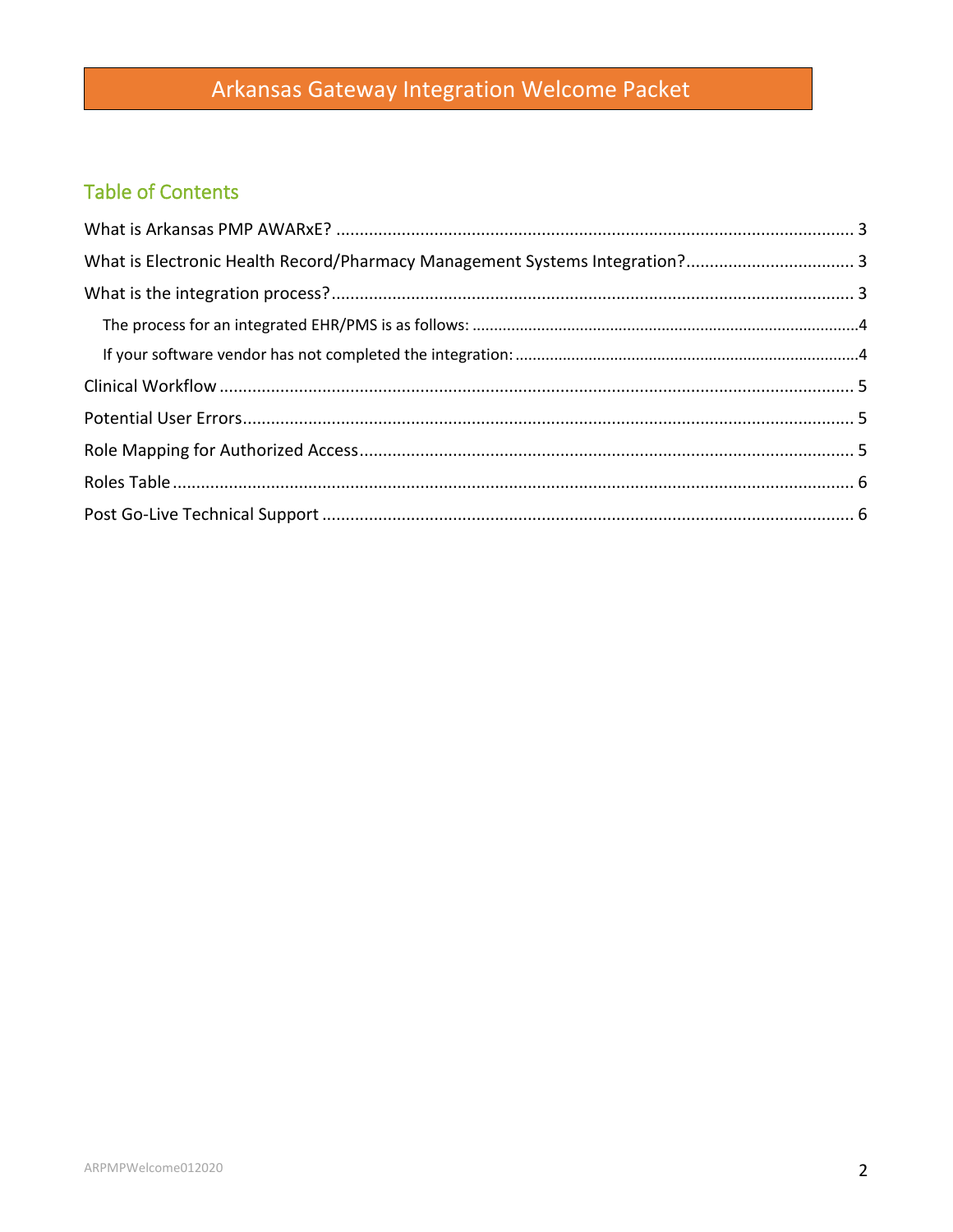# Arkansas Gateway Integration Welcome Packet

## Table of Contents

What is Arkansas PMP AWARxE? ........................................................ 3

What is Electronic Health Record/Pharmacy Management Systems Integration? .......... 3

What is the integration process? ...................................................... 3

- The process for an integrated EHR/PMS is as follows: ................................ 4
- If your software vendor has not completed the integration: ......................... 4

Clinical Workflow ..................................................................... 5

Potential User Errors ................................................................. 5

Role Mapping for Authorized Access .................................................... 5

Roles Table ............................................................................ 6

Post Go-Live Technical Support ........................................................ 6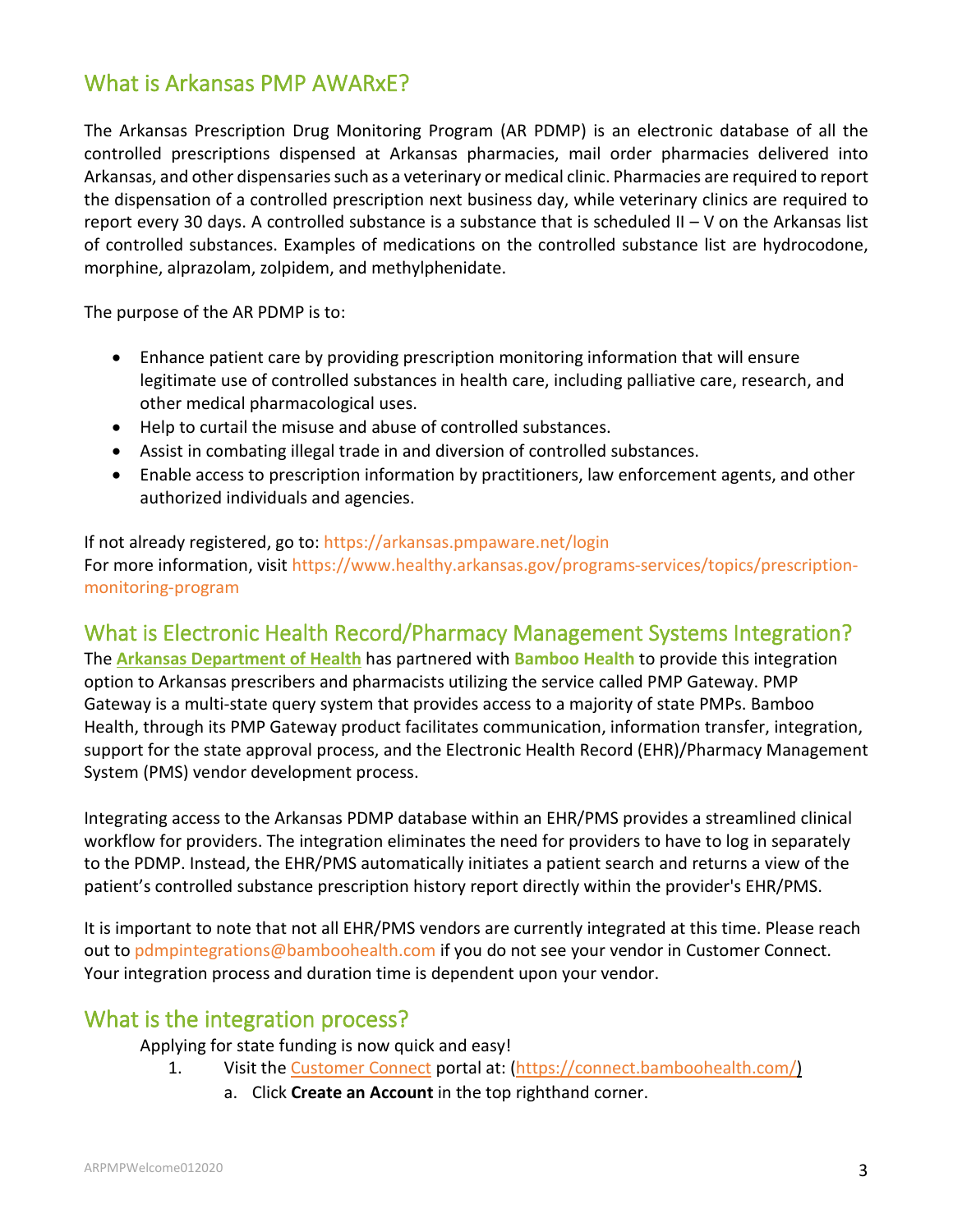## What is Arkansas PMP AWARxE?

The Arkansas Prescription Drug Monitoring Program (AR PDMP) is an electronic database of all the controlled prescriptions dispensed at Arkansas pharmacies, mail order pharmacies delivered into Arkansas, and other dispensaries such as a veterinary or medical clinic. Pharmacies are required to report the dispensation of a controlled prescription next business day, while veterinary clinics are required to report every 30 days. A controlled substance is a substance that is scheduled II – V on the Arkansas list of controlled substances. Examples of medications on the controlled substance list are hydrocodone, morphine, alprazolam, zolpidem, and methylphenidate.

The purpose of the AR PDMP is to:

- Enhance patient care by providing prescription monitoring information that will ensure legitimate use of controlled substances in health care, including palliative care, research, and other medical pharmacological uses.
- Help to curtail the misuse and abuse of controlled substances.
- Assist in combating illegal trade in and diversion of controlled substances.
- Enable access to prescription information by practitioners, law enforcement agents, and other authorized individuals and agencies.

If not already registered, go to: https://arkansas.pmpaware.net/login
For more information, visit https://www.healthy.arkansas.gov/programs-services/topics/prescription-monitoring-program

## What is Electronic Health Record/Pharmacy Management Systems Integration?

The **Arkansas Department of Health** has partnered with **Bamboo Health** to provide this integration option to Arkansas prescribers and pharmacists utilizing the service called PMP Gateway. PMP Gateway is a multi-state query system that provides access to a majority of state PMPs. Bamboo Health, through its PMP Gateway product facilitates communication, information transfer, integration, support for the state approval process, and the Electronic Health Record (EHR)/Pharmacy Management System (PMS) vendor development process.

Integrating access to the Arkansas PDMP database within an EHR/PMS provides a streamlined clinical workflow for providers. The integration eliminates the need for providers to have to log in separately to the PDMP. Instead, the EHR/PMS automatically initiates a patient search and returns a view of the patient's controlled substance prescription history report directly within the provider's EHR/PMS.

It is important to note that not all EHR/PMS vendors are currently integrated at this time. Please reach out to pdmpintegrations@bamboohealth.com if you do not see your vendor in Customer Connect. Your integration process and duration time is dependent upon your vendor.

## What is the integration process?

Applying for state funding is now quick and easy!

1. Visit the Customer Connect portal at: (https://connect.bamboohealth.com/)
   a. Click **Create an Account** in the top righthand corner.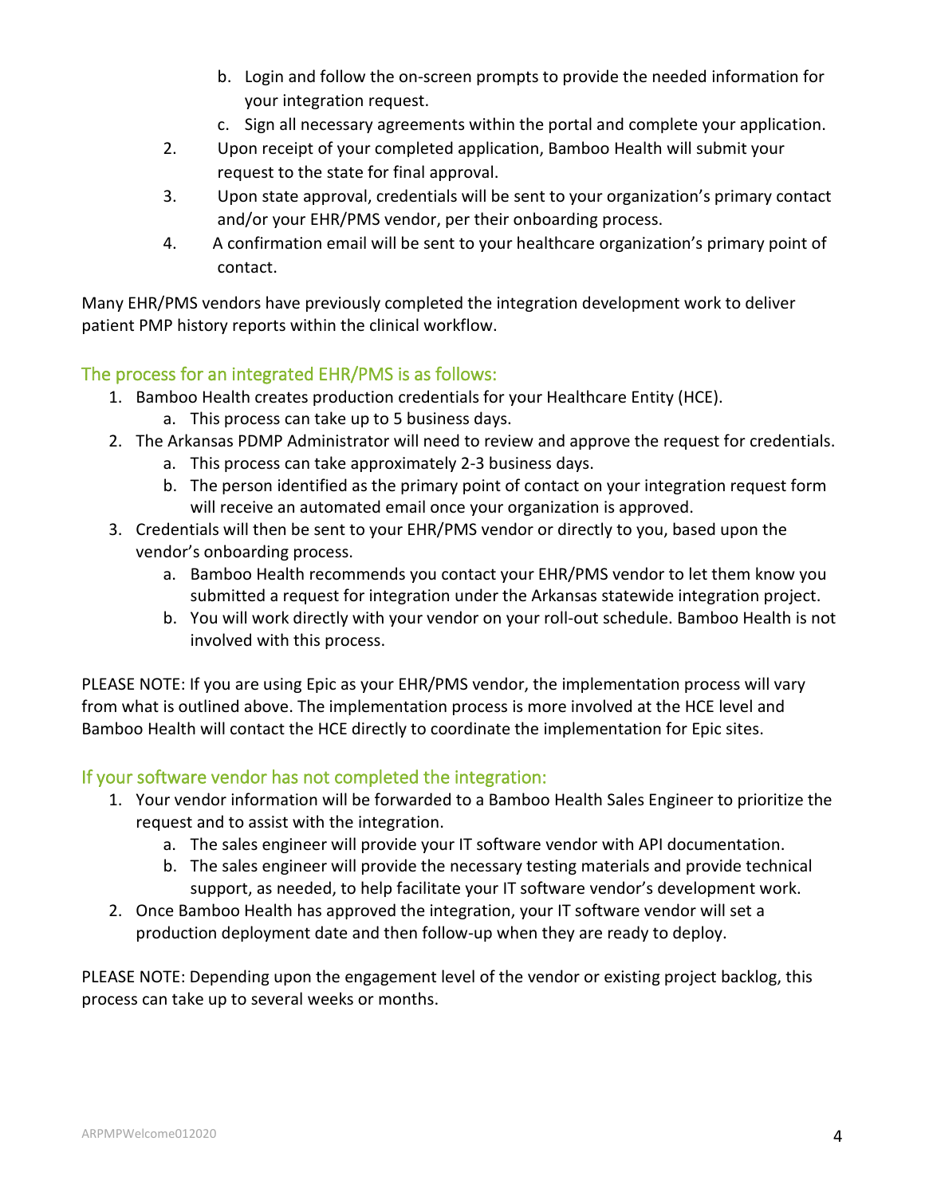b. Login and follow the on-screen prompts to provide the needed information for your integration request.
   c. Sign all necessary agreements within the portal and complete your application.
2. Upon receipt of your completed application, Bamboo Health will submit your request to the state for final approval.
3. Upon state approval, credentials will be sent to your organization's primary contact and/or your EHR/PMS vendor, per their onboarding process.
4. A confirmation email will be sent to your healthcare organization's primary point of contact.

Many EHR/PMS vendors have previously completed the integration development work to deliver patient PMP history reports within the clinical workflow.

## The process for an integrated EHR/PMS is as follows:

1. Bamboo Health creates production credentials for your Healthcare Entity (HCE).
   a. This process can take up to 5 business days.
2. The Arkansas PDMP Administrator will need to review and approve the request for credentials.
   a. This process can take approximately 2-3 business days.
   b. The person identified as the primary point of contact on your integration request form will receive an automated email once your organization is approved.
3. Credentials will then be sent to your EHR/PMS vendor or directly to you, based upon the vendor's onboarding process.
   a. Bamboo Health recommends you contact your EHR/PMS vendor to let them know you submitted a request for integration under the Arkansas statewide integration project.
   b. You will work directly with your vendor on your roll-out schedule. Bamboo Health is not involved with this process.

PLEASE NOTE: If you are using Epic as your EHR/PMS vendor, the implementation process will vary from what is outlined above. The implementation process is more involved at the HCE level and Bamboo Health will contact the HCE directly to coordinate the implementation for Epic sites.

## If your software vendor has not completed the integration:

1. Your vendor information will be forwarded to a Bamboo Health Sales Engineer to prioritize the request and to assist with the integration.
   a. The sales engineer will provide your IT software vendor with API documentation.
   b. The sales engineer will provide the necessary testing materials and provide technical support, as needed, to help facilitate your IT software vendor's development work.
2. Once Bamboo Health has approved the integration, your IT software vendor will set a production deployment date and then follow-up when they are ready to deploy.

PLEASE NOTE: Depending upon the engagement level of the vendor or existing project backlog, this process can take up to several weeks or months.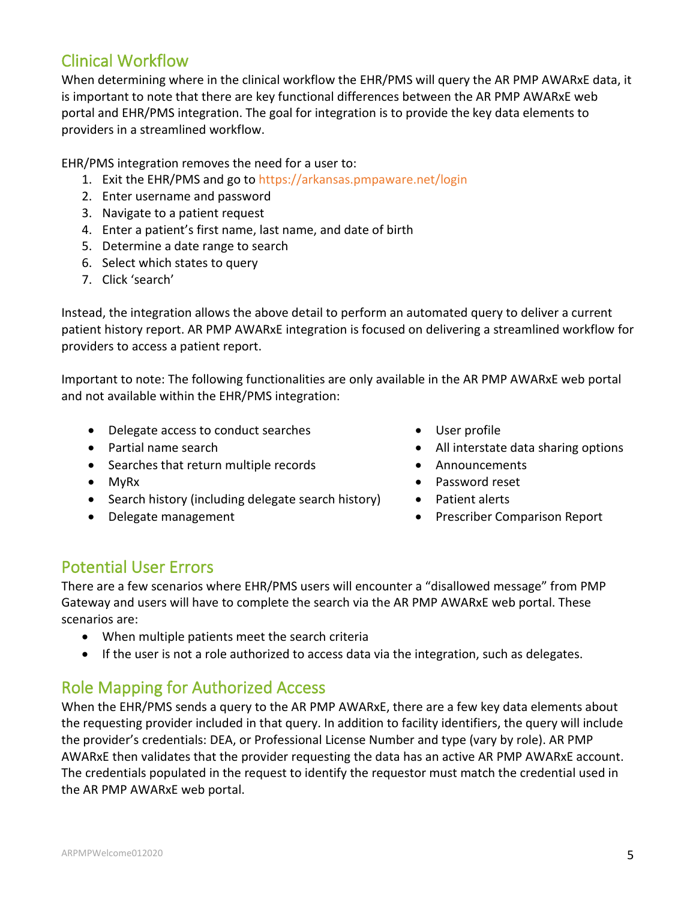## Clinical Workflow

When determining where in the clinical workflow the EHR/PMS will query the AR PMP AWARxE data, it is important to note that there are key functional differences between the AR PMP AWARxE web portal and EHR/PMS integration. The goal for integration is to provide the key data elements to providers in a streamlined workflow.

EHR/PMS integration removes the need for a user to:

1. Exit the EHR/PMS and go to https://arkansas.pmpaware.net/login
2. Enter username and password
3. Navigate to a patient request
4. Enter a patient's first name, last name, and date of birth
5. Determine a date range to search
6. Select which states to query
7. Click 'search'

Instead, the integration allows the above detail to perform an automated query to deliver a current patient history report. AR PMP AWARxE integration is focused on delivering a streamlined workflow for providers to access a patient report.

Important to note: The following functionalities are only available in the AR PMP AWARxE web portal and not available within the EHR/PMS integration:

- Delegate access to conduct searches
- Partial name search
- Searches that return multiple records
- MyRx
- Search history (including delegate search history)
- Delegate management
- User profile
- All interstate data sharing options
- Announcements
- Password reset
- Patient alerts
- Prescriber Comparison Report

## Potential User Errors

There are a few scenarios where EHR/PMS users will encounter a "disallowed message" from PMP Gateway and users will have to complete the search via the AR PMP AWARxE web portal. These scenarios are:

- When multiple patients meet the search criteria
- If the user is not a role authorized to access data via the integration, such as delegates.

## Role Mapping for Authorized Access

When the EHR/PMS sends a query to the AR PMP AWARxE, there are a few key data elements about the requesting provider included in that query. In addition to facility identifiers, the query will include the provider's credentials: DEA, or Professional License Number and type (vary by role). AR PMP AWARxE then validates that the provider requesting the data has an active AR PMP AWARxE account. The credentials populated in the request to identify the requestor must match the credential used in the AR PMP AWARxE web portal.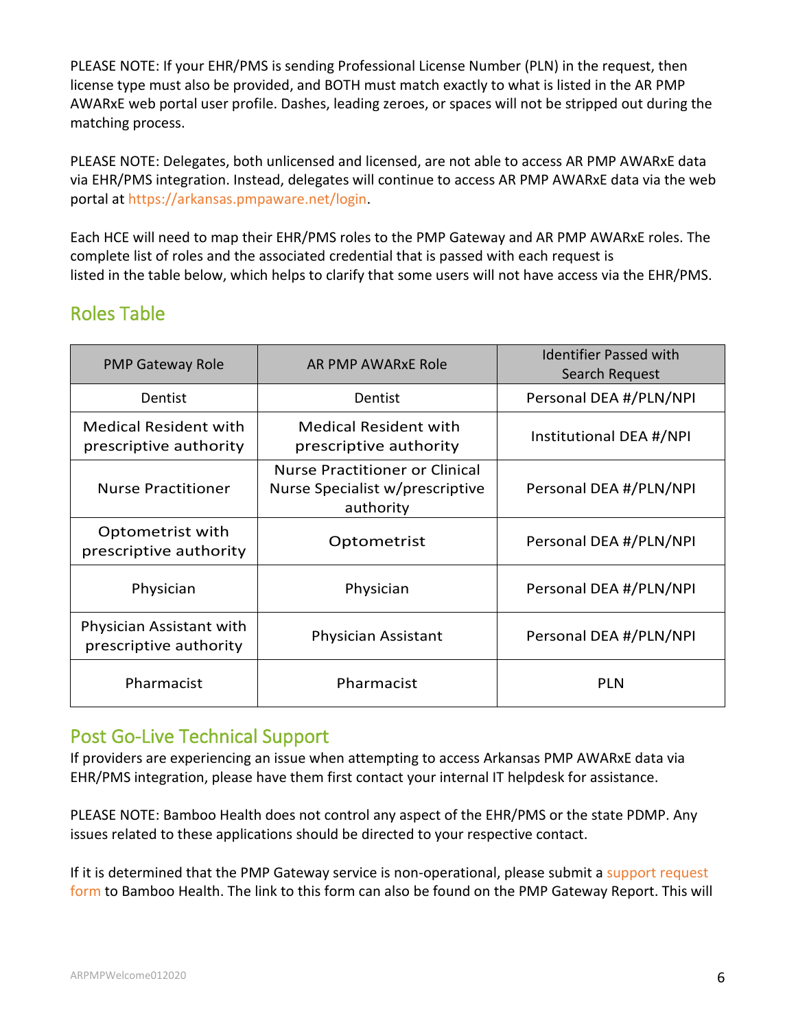PLEASE NOTE: If your EHR/PMS is sending Professional License Number (PLN) in the request, then license type must also be provided, and BOTH must match exactly to what is listed in the AR PMP AWARxE web portal user profile. Dashes, leading zeroes, or spaces will not be stripped out during the matching process.

PLEASE NOTE: Delegates, both unlicensed and licensed, are not able to access AR PMP AWARxE data via EHR/PMS integration. Instead, delegates will continue to access AR PMP AWARxE data via the web portal at https://arkansas.pmpaware.net/login.

Each HCE will need to map their EHR/PMS roles to the PMP Gateway and AR PMP AWARxE roles. The complete list of roles and the associated credential that is passed with each request is listed in the table below, which helps to clarify that some users will not have access via the EHR/PMS.

## Roles Table

| PMP Gateway Role | AR PMP AWARxE Role | Identifier Passed with Search Request |
|---|---|---|
| Dentist | Dentist | Personal DEA #/PLN/NPI |
| Medical Resident with prescriptive authority | Medical Resident with prescriptive authority | Institutional DEA #/NPI |
| Nurse Practitioner | Nurse Practitioner or Clinical Nurse Specialist w/prescriptive authority | Personal DEA #/PLN/NPI |
| Optometrist with prescriptive authority | Optometrist | Personal DEA #/PLN/NPI |
| Physician | Physician | Personal DEA #/PLN/NPI |
| Physician Assistant with prescriptive authority | Physician Assistant | Personal DEA #/PLN/NPI |
| Pharmacist | Pharmacist | PLN |

## Post Go-Live Technical Support

If providers are experiencing an issue when attempting to access Arkansas PMP AWARxE data via EHR/PMS integration, please have them first contact your internal IT helpdesk for assistance.

PLEASE NOTE: Bamboo Health does not control any aspect of the EHR/PMS or the state PDMP. Any issues related to these applications should be directed to your respective contact.

If it is determined that the PMP Gateway service is non-operational, please submit a support request form to Bamboo Health. The link to this form can also be found on the PMP Gateway Report. This will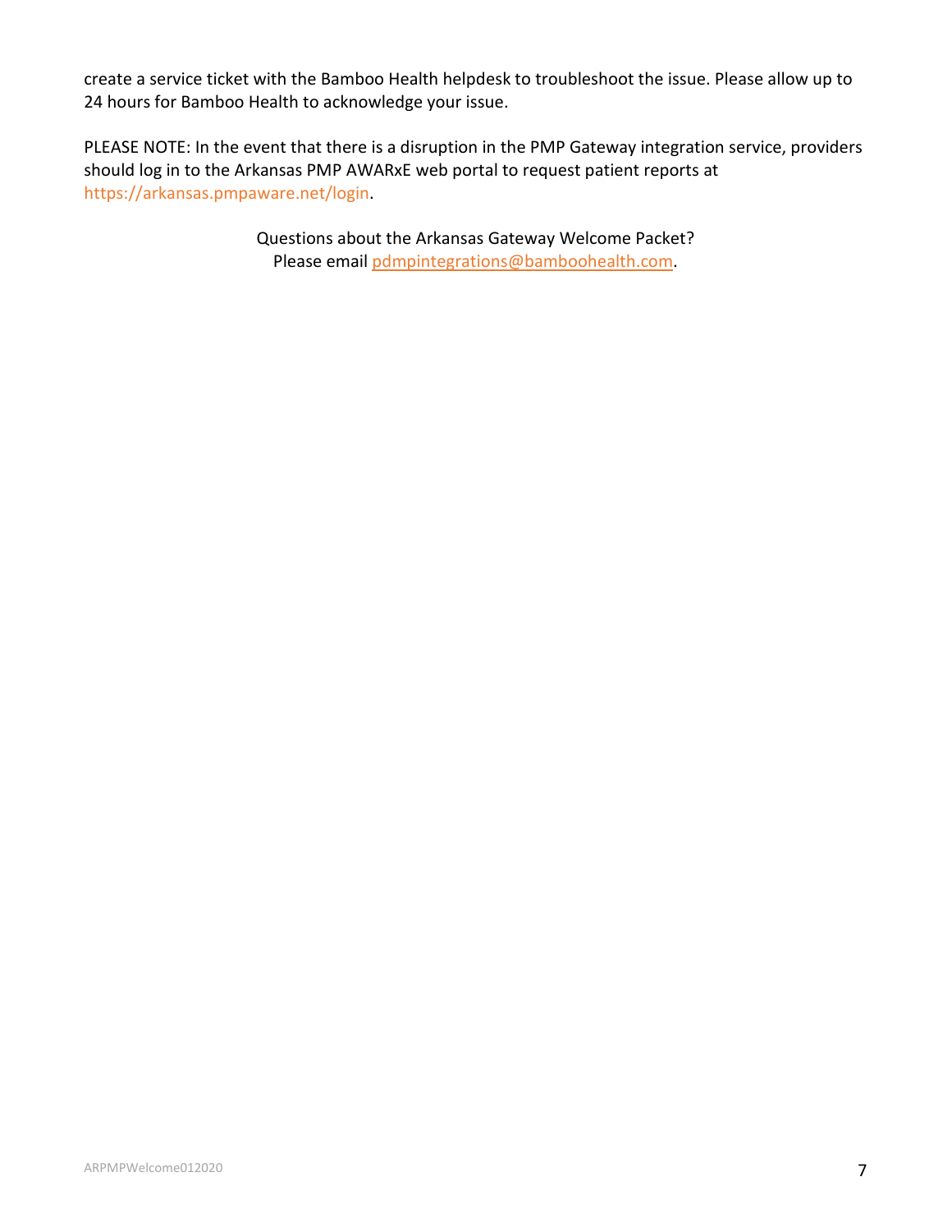create a service ticket with the Bamboo Health helpdesk to troubleshoot the issue. Please allow up to 24 hours for Bamboo Health to acknowledge your issue.

PLEASE NOTE: In the event that there is a disruption in the PMP Gateway integration service, providers should log in to the Arkansas PMP AWARxE web portal to request patient reports at https://arkansas.pmpaware.net/login.

Questions about the Arkansas Gateway Welcome Packet?
Please email pdmpintegrations@bamboohealth.com.